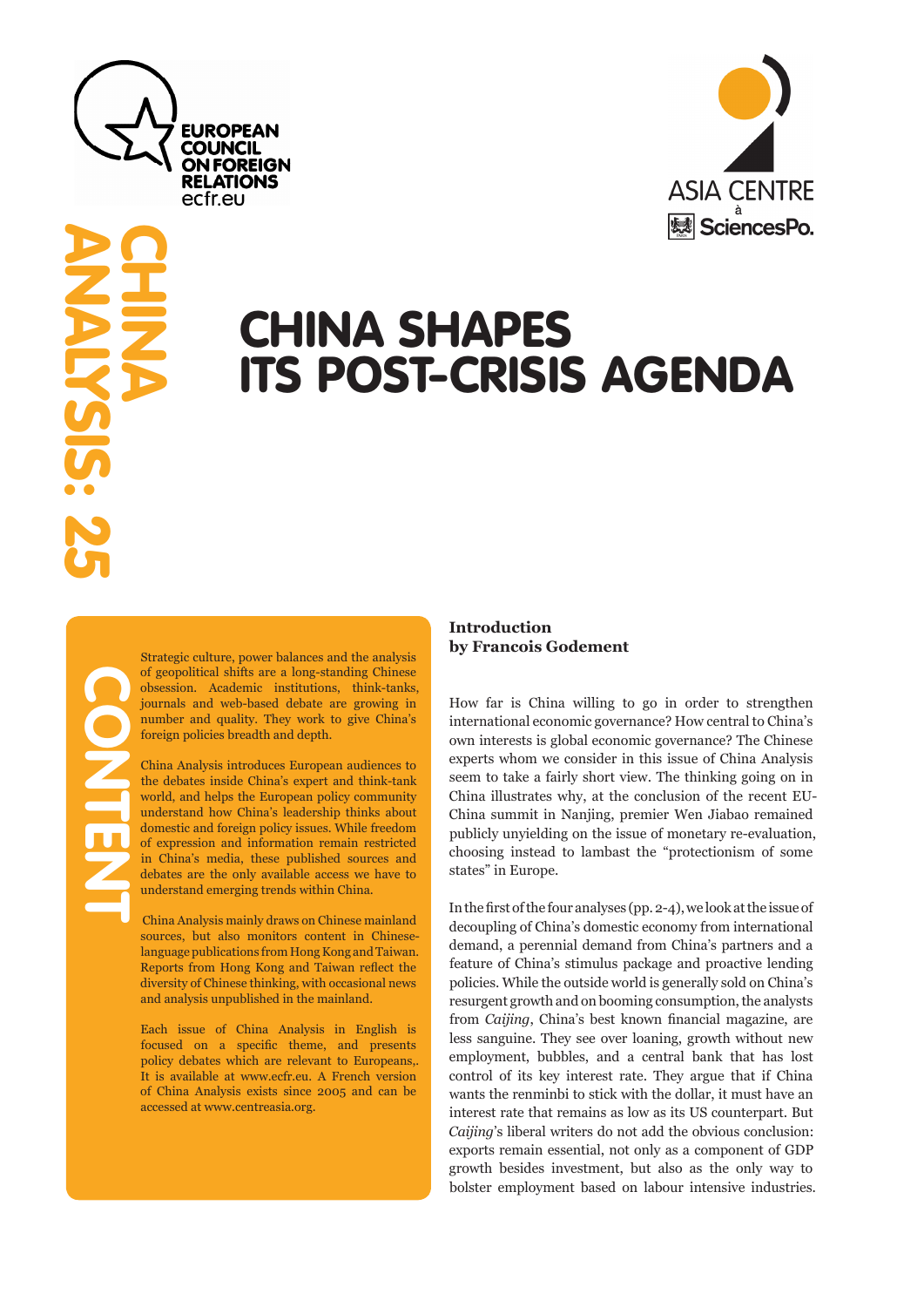EUROPEAN COUNCIL ON FOREIGN RELATIONS
ecfr.eu

ASIA CENTRE à SciencesPo.

CHINA ANALYSIS: 25

# CHINA SHAPES ITS POST-CRISIS AGENDA

## CONTENT

Strategic culture, power balances and the analysis of geopolitical shifts are a long-standing Chinese obsession. Academic institutions, think-tanks, journals and web-based debate are growing in number and quality. They work to give China's foreign policies breadth and depth.

China Analysis introduces European audiences to the debates inside China's expert and think-tank world, and helps the European policy community understand how China's leadership thinks about domestic and foreign policy issues. While freedom of expression and information remain restricted in China's media, these published sources and debates are the only available access we have to understand emerging trends within China.

China Analysis mainly draws on Chinese mainland sources, but also monitors content in Chinese-language publications from Hong Kong and Taiwan. Reports from Hong Kong and Taiwan reflect the diversity of Chinese thinking, with occasional news and analysis unpublished in the mainland.

Each issue of China Analysis in English is focused on a specific theme, and presents policy debates which are relevant to Europeans,. It is available at www.ecfr.eu. A French version of China Analysis exists since 2005 and can be accessed at www.centreasia.org.

**Introduction**
**by Francois Godement**

How far is China willing to go in order to strengthen international economic governance? How central to China's own interests is global economic governance? The Chinese experts whom we consider in this issue of China Analysis seem to take a fairly short view. The thinking going on in China illustrates why, at the conclusion of the recent EU-China summit in Nanjing, premier Wen Jiabao remained publicly unyielding on the issue of monetary re-evaluation, choosing instead to lambast the "protectionism of some states" in Europe.

In the first of the four analyses (pp. 2-4), we look at the issue of decoupling of China's domestic economy from international demand, a perennial demand from China's partners and a feature of China's stimulus package and proactive lending policies. While the outside world is generally sold on China's resurgent growth and on booming consumption, the analysts from *Caijing*, China's best known financial magazine, are less sanguine. They see over loaning, growth without new employment, bubbles, and a central bank that has lost control of its key interest rate. They argue that if China wants the renminbi to stick with the dollar, it must have an interest rate that remains as low as its US counterpart. But *Caijing*'s liberal writers do not add the obvious conclusion: exports remain essential, not only as a component of GDP growth besides investment, but also as the only way to bolster employment based on labour intensive industries.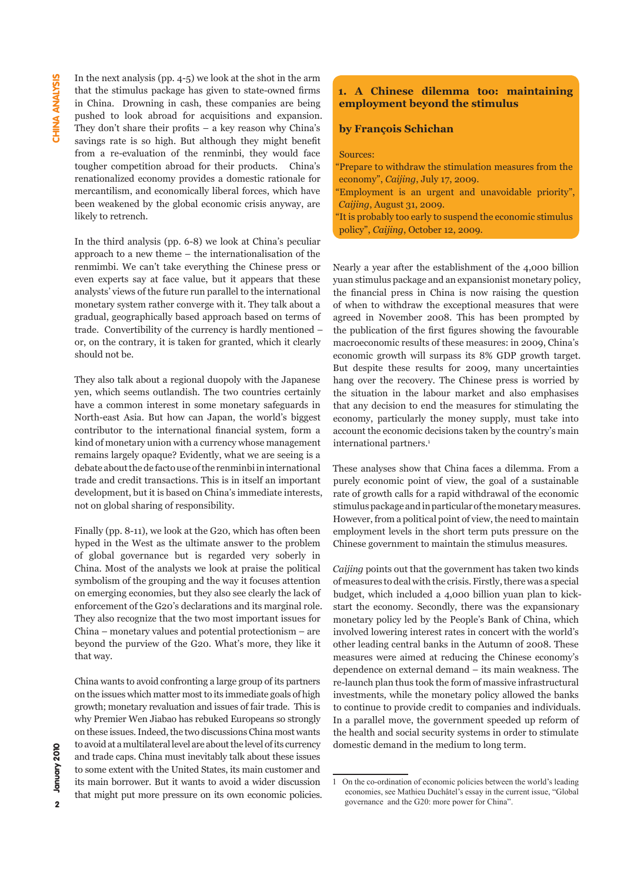In the next analysis (pp. 4-5) we look at the shot in the arm that the stimulus package has given to state-owned firms in China. Drowning in cash, these companies are being pushed to look abroad for acquisitions and expansion. They don't share their profits – a key reason why China's savings rate is so high. But although they might benefit from a re-evaluation of the renminbi, they would face tougher competition abroad for their products. China's renationalized economy provides a domestic rationale for mercantilism, and economically liberal forces, which have been weakened by the global economic crisis anyway, are likely to retrench.

In the third analysis (pp. 6-8) we look at China's peculiar approach to a new theme – the internationalisation of the renmimbi. We can't take everything the Chinese press or even experts say at face value, but it appears that these analysts' views of the future run parallel to the international monetary system rather converge with it. They talk about a gradual, geographically based approach based on terms of trade. Convertibility of the currency is hardly mentioned – or, on the contrary, it is taken for granted, which it clearly should not be.

They also talk about a regional duopoly with the Japanese yen, which seems outlandish. The two countries certainly have a common interest in some monetary safeguards in North-east Asia. But how can Japan, the world's biggest contributor to the international financial system, form a kind of monetary union with a currency whose management remains largely opaque? Evidently, what we are seeing is a debate about the de facto use of the renminbi in international trade and credit transactions. This is in itself an important development, but it is based on China's immediate interests, not on global sharing of responsibility.

Finally (pp. 8-11), we look at the G20, which has often been hyped in the West as the ultimate answer to the problem of global governance but is regarded very soberly in China. Most of the analysts we look at praise the political symbolism of the grouping and the way it focuses attention on emerging economies, but they also see clearly the lack of enforcement of the G20's declarations and its marginal role. They also recognize that the two most important issues for China – monetary values and potential protectionism – are beyond the purview of the G20. What's more, they like it that way.

China wants to avoid confronting a large group of its partners on the issues which matter most to its immediate goals of high growth; monetary revaluation and issues of fair trade. This is why Premier Wen Jiabao has rebuked Europeans so strongly on these issues. Indeed, the two discussions China most wants to avoid at a multilateral level are about the level of its currency and trade caps. China must inevitably talk about these issues to some extent with the United States, its main customer and its main borrower. But it wants to avoid a wider discussion that might put more pressure on its own economic policies.

## 1. A Chinese dilemma too: maintaining employment beyond the stimulus

### by François Schichan

Sources:

"Prepare to withdraw the stimulation measures from the economy", *Caijing*, July 17, 2009.

"Employment is an urgent and unavoidable priority", *Caijing*, August 31, 2009.

"It is probably too early to suspend the economic stimulus policy", *Caijing*, October 12, 2009.

Nearly a year after the establishment of the 4,000 billion yuan stimulus package and an expansionist monetary policy, the financial press in China is now raising the question of when to withdraw the exceptional measures that were agreed in November 2008. This has been prompted by the publication of the first figures showing the favourable macroeconomic results of these measures: in 2009, China's economic growth will surpass its 8% GDP growth target. But despite these results for 2009, many uncertainties hang over the recovery. The Chinese press is worried by the situation in the labour market and also emphasises that any decision to end the measures for stimulating the economy, particularly the money supply, must take into account the economic decisions taken by the country's main international partners.[1]

These analyses show that China faces a dilemma. From a purely economic point of view, the goal of a sustainable rate of growth calls for a rapid withdrawal of the economic stimulus package and in particular of the monetary measures. However, from a political point of view, the need to maintain employment levels in the short term puts pressure on the Chinese government to maintain the stimulus measures.

*Caijing* points out that the government has taken two kinds of measures to deal with the crisis. Firstly, there was a special budget, which included a 4,000 billion yuan plan to kick-start the economy. Secondly, there was the expansionary monetary policy led by the People's Bank of China, which involved lowering interest rates in concert with the world's other leading central banks in the Autumn of 2008. These measures were aimed at reducing the Chinese economy's dependence on external demand – its main weakness. The re-launch plan thus took the form of massive infrastructural investments, while the monetary policy allowed the banks to continue to provide credit to companies and individuals. In a parallel move, the government speeded up reform of the health and social security systems in order to stimulate domestic demand in the medium to long term.

1 On the co-ordination of economic policies between the world's leading economies, see Mathieu Duchâtel's essay in the current issue, "Global governance and the G20: more power for China".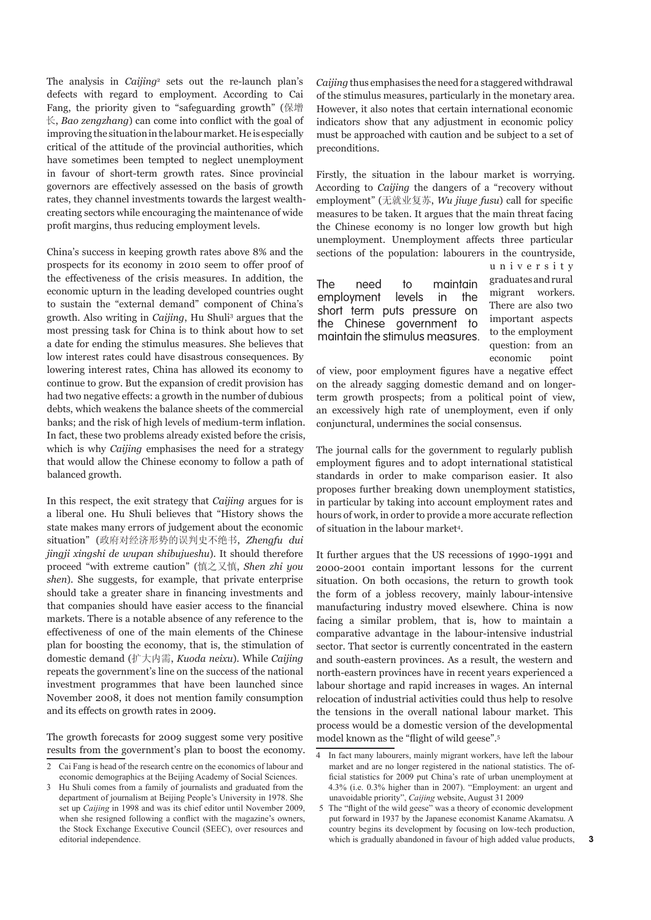The analysis in *Caijing*[2] sets out the re-launch plan's defects with regard to employment. According to Cai Fang, the priority given to "safeguarding growth" (保增长, *Bao zengzhang*) can come into conflict with the goal of improving the situation in the labour market. He is especially critical of the attitude of the provincial authorities, which have sometimes been tempted to neglect unemployment in favour of short-term growth rates. Since provincial governors are effectively assessed on the basis of growth rates, they channel investments towards the largest wealth-creating sectors while encouraging the maintenance of wide profit margins, thus reducing employment levels.

China's success in keeping growth rates above 8% and the prospects for its economy in 2010 seem to offer proof of the effectiveness of the crisis measures. In addition, the economic upturn in the leading developed countries ought to sustain the "external demand" component of China's growth. Also writing in *Caijing*, Hu Shuli[3] argues that the most pressing task for China is to think about how to set a date for ending the stimulus measures. She believes that low interest rates could have disastrous consequences. By lowering interest rates, China has allowed its economy to continue to grow. But the expansion of credit provision has had two negative effects: a growth in the number of dubious debts, which weakens the balance sheets of the commercial banks; and the risk of high levels of medium-term inflation. In fact, these two problems already existed before the crisis, which is why *Caijing* emphasises the need for a strategy that would allow the Chinese economy to follow a path of balanced growth.

In this respect, the exit strategy that *Caijing* argues for is a liberal one. Hu Shuli believes that "History shows the state makes many errors of judgement about the economic situation" (政府对经济形势的误判史不绝书, *Zhengfu dui jingji xingshi de wupan shibujueshu*). It should therefore proceed "with extreme caution" (慎之又慎, *Shen zhi you shen*). She suggests, for example, that private enterprise should take a greater share in financing investments and that companies should have easier access to the financial markets. There is a notable absence of any reference to the effectiveness of one of the main elements of the Chinese plan for boosting the economy, that is, the stimulation of domestic demand (扩大内需, *Kuoda neixu*). While *Caijing* repeats the government's line on the success of the national investment programmes that have been launched since November 2008, it does not mention family consumption and its effects on growth rates in 2009.

The growth forecasts for 2009 suggest some very positive results from the government's plan to boost the economy. *Caijing* thus emphasises the need for a staggered withdrawal of the stimulus measures, particularly in the monetary area. However, it also notes that certain international economic indicators show that any adjustment in economic policy must be approached with caution and be subject to a set of preconditions.

Firstly, the situation in the labour market is worrying. According to *Caijing* the dangers of a "recovery without employment" (无就业复苏, *Wu jiuye fusu*) call for specific measures to be taken. It argues that the main threat facing the Chinese economy is no longer low growth but high unemployment. Unemployment affects three particular sections of the population: labourers in the countryside, university graduates and rural migrant workers. There are also two important aspects to the employment question: from an economic point of view, poor employment figures have a negative effect on the already sagging domestic demand and on longer-term growth prospects; from a political point of view, an excessively high rate of unemployment, even if only conjunctural, undermines the social consensus.

> The need to maintain employment levels in the short term puts pressure on the Chinese government to maintain the stimulus measures.

The journal calls for the government to regularly publish employment figures and to adopt international statistical standards in order to make comparison easier. It also proposes further breaking down unemployment statistics, in particular by taking into account employment rates and hours of work, in order to provide a more accurate reflection of situation in the labour market[4].

It further argues that the US recessions of 1990-1991 and 2000-2001 contain important lessons for the current situation. On both occasions, the return to growth took the form of a jobless recovery, mainly labour-intensive manufacturing industry moved elsewhere. China is now facing a similar problem, that is, how to maintain a comparative advantage in the labour-intensive industrial sector. That sector is currently concentrated in the eastern and south-eastern provinces. As a result, the western and north-eastern provinces have in recent years experienced a labour shortage and rapid increases in wages. An internal relocation of industrial activities could thus help to resolve the tensions in the overall national labour market. This process would be a domestic version of the developmental model known as the "flight of wild geese".[5]

---

2 Cai Fang is head of the research centre on the economics of labour and economic demographics at the Beijing Academy of Social Sciences.

3 Hu Shuli comes from a family of journalists and graduated from the department of journalism at Beijing People's University in 1978. She set up *Caijing* in 1998 and was its chief editor until November 2009, when she resigned following a conflict with the magazine's owners, the Stock Exchange Executive Council (SEEC), over resources and editorial independence.

4 In fact many labourers, mainly migrant workers, have left the labour market and are no longer registered in the national statistics. The official statistics for 2009 put China's rate of urban unemployment at 4.3% (i.e. 0.3% higher than in 2007). "Employment: an urgent and unavoidable priority", *Caijing* website, August 31 2009

5 The "flight of the wild geese" was a theory of economic development put forward in 1937 by the Japanese economist Kaname Akamatsu. A country begins its development by focusing on low-tech production, which is gradually abandoned in favour of high added value products,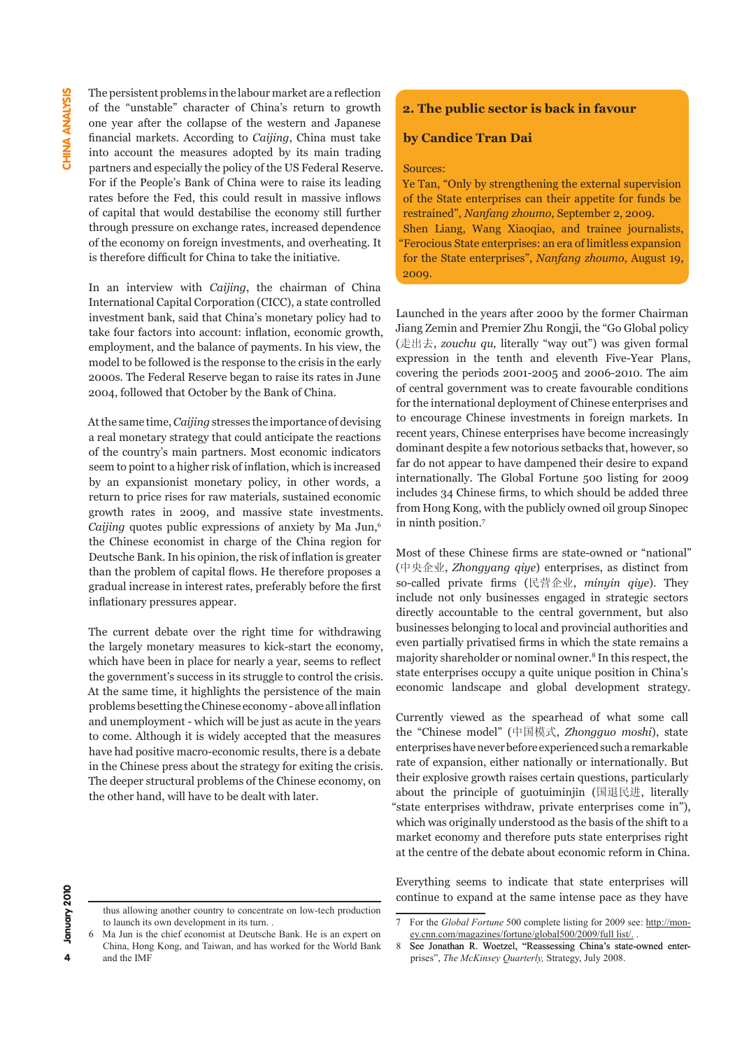The persistent problems in the labour market are a reflection of the "unstable" character of China's return to growth one year after the collapse of the western and Japanese financial markets. According to *Caijing*, China must take into account the measures adopted by its main trading partners and especially the policy of the US Federal Reserve. For if the People's Bank of China were to raise its leading rates before the Fed, this could result in massive inflows of capital that would destabilise the economy still further through pressure on exchange rates, increased dependence of the economy on foreign investments, and overheating. It is therefore difficult for China to take the initiative.

In an interview with *Caijing*, the chairman of China International Capital Corporation (CICC), a state controlled investment bank, said that China's monetary policy had to take four factors into account: inflation, economic growth, employment, and the balance of payments. In his view, the model to be followed is the response to the crisis in the early 2000s. The Federal Reserve began to raise its rates in June 2004, followed that October by the Bank of China.

At the same time, *Caijing* stresses the importance of devising a real monetary strategy that could anticipate the reactions of the country's main partners. Most economic indicators seem to point to a higher risk of inflation, which is increased by an expansionist monetary policy, in other words, a return to price rises for raw materials, sustained economic growth rates in 2009, and massive state investments. *Caijing* quotes public expressions of anxiety by Ma Jun,[6] the Chinese economist in charge of the China region for Deutsche Bank. In his opinion, the risk of inflation is greater than the problem of capital flows. He therefore proposes a gradual increase in interest rates, preferably before the first inflationary pressures appear.

The current debate over the right time for withdrawing the largely monetary measures to kick-start the economy, which have been in place for nearly a year, seems to reflect the government's success in its struggle to control the crisis. At the same time, it highlights the persistence of the main problems besetting the Chinese economy - above all inflation and unemployment - which will be just as acute in the years to come. Although it is widely accepted that the measures have had positive macro-economic results, there is a debate in the Chinese press about the strategy for exiting the crisis. The deeper structural problems of the Chinese economy, on the other hand, will have to be dealt with later.

---

thus allowing another country to concentrate on low-tech production to launch its own development in its turn. .

6 Ma Jun is the chief economist at Deutsche Bank. He is an expert on China, Hong Kong, and Taiwan, and has worked for the World Bank and the IMF

---

## 2. The public sector is back in favour

### by Candice Tran Dai

Sources:
Ye Tan, "Only by strengthening the external supervision of the State enterprises can their appetite for funds be restrained", *Nanfang zhoumo*, September 2, 2009.
Shen Liang, Wang Xiaoqiao, and trainee journalists, "Ferocious State enterprises: an era of limitless expansion for the State enterprises", *Nanfang zhoumo*, August 19, 2009.

Launched in the years after 2000 by the former Chairman Jiang Zemin and Premier Zhu Rongji, the "Go Global policy (走出去, *zouchu qu,* literally "way out") was given formal expression in the tenth and eleventh Five-Year Plans, covering the periods 2001-2005 and 2006-2010. The aim of central government was to create favourable conditions for the international deployment of Chinese enterprises and to encourage Chinese investments in foreign markets. In recent years, Chinese enterprises have become increasingly dominant despite a few notorious setbacks that, however, so far do not appear to have dampened their desire to expand internationally. The Global Fortune 500 listing for 2009 includes 34 Chinese firms, to which should be added three from Hong Kong, with the publicly owned oil group Sinopec in ninth position.[7]

Most of these Chinese firms are state-owned or "national" (中央企业, *Zhongyang qiye*) enterprises, as distinct from so-called private firms (民营企业, *minyin qiye*). They include not only businesses engaged in strategic sectors directly accountable to the central government, but also businesses belonging to local and provincial authorities and even partially privatised firms in which the state remains a majority shareholder or nominal owner.[8] In this respect, the state enterprises occupy a quite unique position in China's economic landscape and global development strategy.

Currently viewed as the spearhead of what some call the "Chinese model" (中国模式, *Zhongguo moshi*), state enterprises have never before experienced such a remarkable rate of expansion, either nationally or internationally. But their explosive growth raises certain questions, particularly about the principle of guotuiminjin (国退民进, literally "state enterprises withdraw, private enterprises come in"), which was originally understood as the basis of the shift to a market economy and therefore puts state enterprises right at the centre of the debate about economic reform in China.

Everything seems to indicate that state enterprises will continue to expand at the same intense pace as they have

---

7 For the *Global Fortune* 500 complete listing for 2009 see: http://money.cnn.com/magazines/fortune/global500/2009/full list/. .

8 See Jonathan R. Woetzel, "Reassessing China's state-owned enterprises", *The McKinsey Quarterly,* Strategy, July 2008.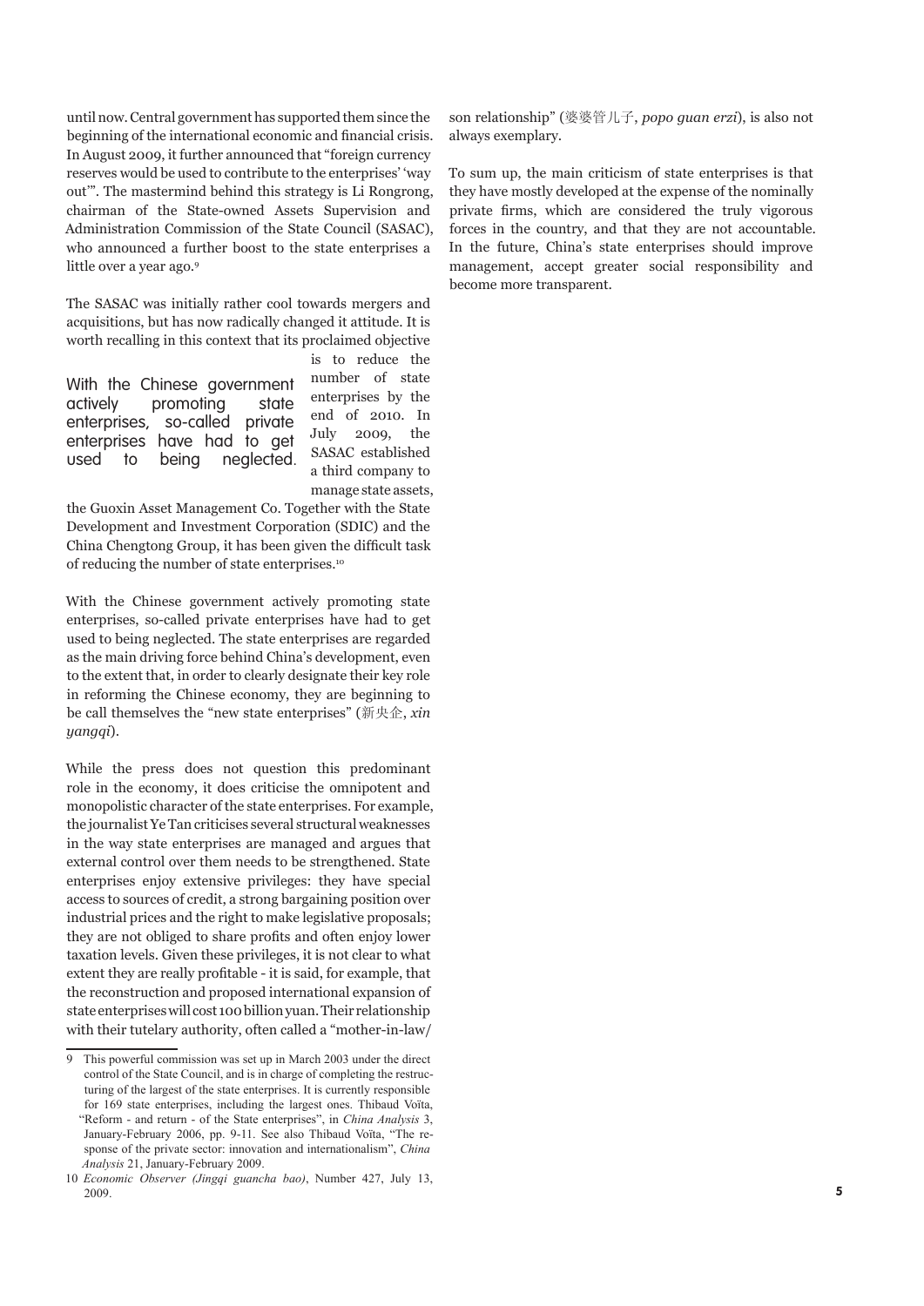until now. Central government has supported them since the beginning of the international economic and financial crisis. In August 2009, it further announced that "foreign currency reserves would be used to contribute to the enterprises' 'way out'". The mastermind behind this strategy is Li Rongrong, chairman of the State-owned Assets Supervision and Administration Commission of the State Council (SASAC), who announced a further boost to the state enterprises a little over a year ago.[9]

The SASAC was initially rather cool towards mergers and acquisitions, but has now radically changed it attitude. It is worth recalling in this context that its proclaimed objective is to reduce the number of state enterprises by the end of 2010. In July 2009, the SASAC established a third company to manage state assets, the Guoxin Asset Management Co. Together with the State Development and Investment Corporation (SDIC) and the China Chengtong Group, it has been given the difficult task of reducing the number of state enterprises.[10]

> With the Chinese government actively promoting state enterprises, so-called private enterprises have had to get used to being neglected.

With the Chinese government actively promoting state enterprises, so-called private enterprises have had to get used to being neglected. The state enterprises are regarded as the main driving force behind China's development, even to the extent that, in order to clearly designate their key role in reforming the Chinese economy, they are beginning to be call themselves the "new state enterprises" (新央企, *xin yangqi*).

While the press does not question this predominant role in the economy, it does criticise the omnipotent and monopolistic character of the state enterprises. For example, the journalist Ye Tan criticises several structural weaknesses in the way state enterprises are managed and argues that external control over them needs to be strengthened. State enterprises enjoy extensive privileges: they have special access to sources of credit, a strong bargaining position over industrial prices and the right to make legislative proposals; they are not obliged to share profits and often enjoy lower taxation levels. Given these privileges, it is not clear to what extent they are really profitable - it is said, for example, that the reconstruction and proposed international expansion of state enterprises will cost 100 billion yuan. Their relationship with their tutelary authority, often called a "mother-in-law/son relationship" (婆婆管儿子, *popo guan erzi*), is also not always exemplary.

To sum up, the main criticism of state enterprises is that they have mostly developed at the expense of the nominally private firms, which are considered the truly vigorous forces in the country, and that they are not accountable. In the future, China's state enterprises should improve management, accept greater social responsibility and become more transparent.

---

9 This powerful commission was set up in March 2003 under the direct control of the State Council, and is in charge of completing the restructuring of the largest of the state enterprises. It is currently responsible for 169 state enterprises, including the largest ones. Thibaud Voïta, "Reform - and return - of the State enterprises", in *China Analysis* 3, January-February 2006, pp. 9-11. See also Thibaud Voïta, "The response of the private sector: innovation and internationalism", *China Analysis* 21, January-February 2009.

10 *Economic Observer (Jingqi guancha bao)*, Number 427, July 13, 2009.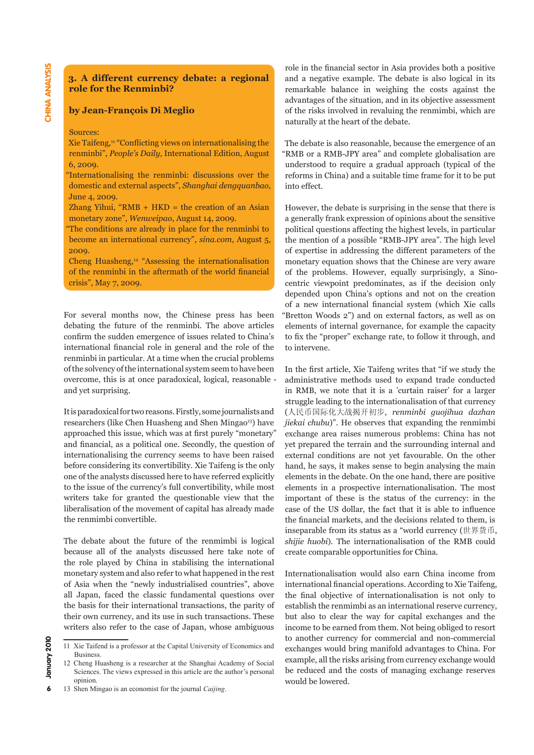## 3. A different currency debate: a regional role for the Renminbi?

### by Jean-François Di Meglio

Sources:

Xie Taifeng,[11] "Conflicting views on internationalising the renminbi", *People's Daily*, International Edition, August 6, 2009.

"Internationalising the renminbi: discussions over the domestic and external aspects", *Shanghai dengquanbao*, June 4, 2009.

Zhang Yihui, "RMB + HKD = the creation of an Asian monetary zone", *Wenweipao*, August 14, 2009.

"The conditions are already in place for the renminbi to become an international currency", *sina.com*, August 5, 2009.

Cheng Huasheng,[12] "Assessing the internationalisation of the renminbi in the aftermath of the world financial crisis", May 7, 2009.

For several months now, the Chinese press has been debating the future of the renminbi. The above articles confirm the sudden emergence of issues related to China's international financial role in general and the role of the renminbi in particular. At a time when the crucial problems of the solvency of the international system seem to have been overcome, this is at once paradoxical, logical, reasonable - and yet surprising.

It is paradoxical for two reasons. Firstly, some journalists and researchers (like Chen Huasheng and Shen Mingao[13]) have approached this issue, which was at first purely "monetary" and financial, as a political one. Secondly, the question of internationalising the currency seems to have been raised before considering its convertibility. Xie Taifeng is the only one of the analysts discussed here to have referred explicitly to the issue of the currency's full convertibility, while most writers take for granted the questionable view that the liberalisation of the movement of capital has already made the renminbi convertible.

The debate about the future of the renminbi is logical because all of the analysts discussed here take note of the role played by China in stabilising the international monetary system and also refer to what happened in the rest of Asia when the "newly industrialised countries", above all Japan, faced the classic fundamental questions over the basis for their international transactions, the parity of their own currency, and its use in such transactions. These writers also refer to the case of Japan, whose ambiguous role in the financial sector in Asia provides both a positive and a negative example. The debate is also logical in its remarkable balance in weighing the costs against the advantages of the situation, and in its objective assessment of the risks involved in revaluing the renminbi, which are naturally at the heart of the debate.

The debate is also reasonable, because the emergence of an "RMB or a RMB-JPY area" and complete globalisation are understood to require a gradual approach (typical of the reforms in China) and a suitable time frame for it to be put into effect.

However, the debate is surprising in the sense that there is a generally frank expression of opinions about the sensitive political questions affecting the highest levels, in particular the mention of a possible "RMB-JPY area". The high level of expertise in addressing the different parameters of the monetary equation shows that the Chinese are very aware of the problems. However, equally surprisingly, a Sino-centric viewpoint predominates, as if the decision only depended upon China's options and not on the creation of a new international financial system (which Xie calls "Bretton Woods 2") and on external factors, as well as on elements of internal governance, for example the capacity to fix the "proper" exchange rate, to follow it through, and to intervene.

In the first article, Xie Taifeng writes that "if we study the administrative methods used to expand trade conducted in RMB, we note that it is a 'curtain raiser' for a larger struggle leading to the internationalisation of that currency (人民币国际化大战揭开初步, *renminbi guojihua dazhan jiekai chubu*)". He observes that expanding the renminbi exchange area raises numerous problems: China has not yet prepared the terrain and the surrounding internal and external conditions are not yet favourable. On the other hand, he says, it makes sense to begin analysing the main elements in the debate. On the one hand, there are positive elements in a prospective internationalisation. The most important of these is the status of the currency: in the case of the US dollar, the fact that it is able to influence the financial markets, and the decisions related to them, is inseparable from its status as a "world currency (世界货币, *shijie huobi*). The internationalisation of the RMB could create comparable opportunities for China.

Internationalisation would also earn China income from international financial operations. According to Xie Taifeng, the final objective of internationalisation is not only to establish the renminbi as an international reserve currency, but also to clear the way for capital exchanges and the income to be earned from them. Not being obliged to resort to another currency for commercial and non-commercial exchanges would bring manifold advantages to China. For example, all the risks arising from currency exchange would be reduced and the costs of managing exchange reserves would be lowered.

---

11 Xie Taifend is a professor at the Capital University of Economics and Business.

12 Cheng Huasheng is a researcher at the Shanghai Academy of Social Sciences. The views expressed in this article are the author's personal opinion.

13 Shen Mingao is an economist for the journal *Caijing*.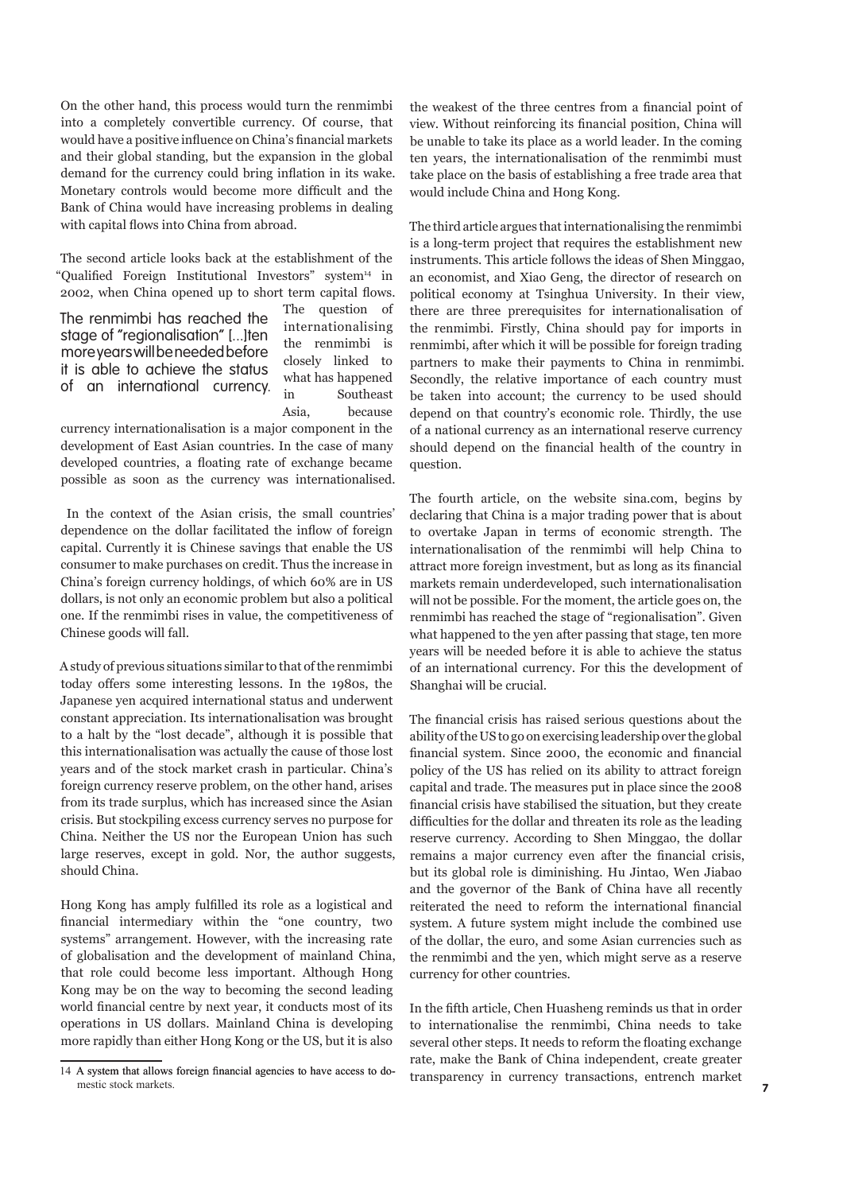On the other hand, this process would turn the renminbi into a completely convertible currency. Of course, that would have a positive influence on China's financial markets and their global standing, but the expansion in the global demand for the currency could bring inflation in its wake. Monetary controls would become more difficult and the Bank of China would have increasing problems in dealing with capital flows into China from abroad.

The second article looks back at the establishment of the "Qualified Foreign Institutional Investors" system[14] in 2002, when China opened up to short term capital flows. The question of internationalising the renminbi is closely linked to what has happened in Southeast Asia, because currency internationalisation is a major component in the development of East Asian countries. In the case of many developed countries, a floating rate of exchange became possible as soon as the currency was internationalised.

> The renminbi has reached the stage of "regionalisation" [...]ten more years will be needed before it is able to achieve the status of an international currency.

In the context of the Asian crisis, the small countries' dependence on the dollar facilitated the inflow of foreign capital. Currently it is Chinese savings that enable the US consumer to make purchases on credit. Thus the increase in China's foreign currency holdings, of which 60% are in US dollars, is not only an economic problem but also a political one. If the renminbi rises in value, the competitiveness of Chinese goods will fall.

A study of previous situations similar to that of the renminbi today offers some interesting lessons. In the 1980s, the Japanese yen acquired international status and underwent constant appreciation. Its internationalisation was brought to a halt by the "lost decade", although it is possible that this internationalisation was actually the cause of those lost years and of the stock market crash in particular. China's foreign currency reserve problem, on the other hand, arises from its trade surplus, which has increased since the Asian crisis. But stockpiling excess currency serves no purpose for China. Neither the US nor the European Union has such large reserves, except in gold. Nor, the author suggests, should China.

Hong Kong has amply fulfilled its role as a logistical and financial intermediary within the "one country, two systems" arrangement. However, with the increasing rate of globalisation and the development of mainland China, that role could become less important. Although Hong Kong may be on the way to becoming the second leading world financial centre by next year, it conducts most of its operations in US dollars. Mainland China is developing more rapidly than either Hong Kong or the US, but it is also the weakest of the three centres from a financial point of view. Without reinforcing its financial position, China will be unable to take its place as a world leader. In the coming ten years, the internationalisation of the renminbi must take place on the basis of establishing a free trade area that would include China and Hong Kong.

The third article argues that internationalising the renminbi is a long-term project that requires the establishment new instruments. This article follows the ideas of Shen Minggao, an economist, and Xiao Geng, the director of research on political economy at Tsinghua University. In their view, there are three prerequisites for internationalisation of the renminbi. Firstly, China should pay for imports in renminbi, after which it will be possible for foreign trading partners to make their payments to China in renminbi. Secondly, the relative importance of each country must be taken into account; the currency to be used should depend on that country's economic role. Thirdly, the use of a national currency as an international reserve currency should depend on the financial health of the country in question.

The fourth article, on the website sina.com, begins by declaring that China is a major trading power that is about to overtake Japan in terms of economic strength. The internationalisation of the renminbi will help China to attract more foreign investment, but as long as its financial markets remain underdeveloped, such internationalisation will not be possible. For the moment, the article goes on, the renminbi has reached the stage of "regionalisation". Given what happened to the yen after passing that stage, ten more years will be needed before it is able to achieve the status of an international currency. For this the development of Shanghai will be crucial.

The financial crisis has raised serious questions about the ability of the US to go on exercising leadership over the global financial system. Since 2000, the economic and financial policy of the US has relied on its ability to attract foreign capital and trade. The measures put in place since the 2008 financial crisis have stabilised the situation, but they create difficulties for the dollar and threaten its role as the leading reserve currency. According to Shen Minggao, the dollar remains a major currency even after the financial crisis, but its global role is diminishing. Hu Jintao, Wen Jiabao and the governor of the Bank of China have all recently reiterated the need to reform the international financial system. A future system might include the combined use of the dollar, the euro, and some Asian currencies such as the renminbi and the yen, which might serve as a reserve currency for other countries.

In the fifth article, Chen Huasheng reminds us that in order to internationalise the renminbi, China needs to take several other steps. It needs to reform the floating exchange rate, make the Bank of China independent, create greater transparency in currency transactions, entrench market

---

14 A system that allows foreign financial agencies to have access to domestic stock markets.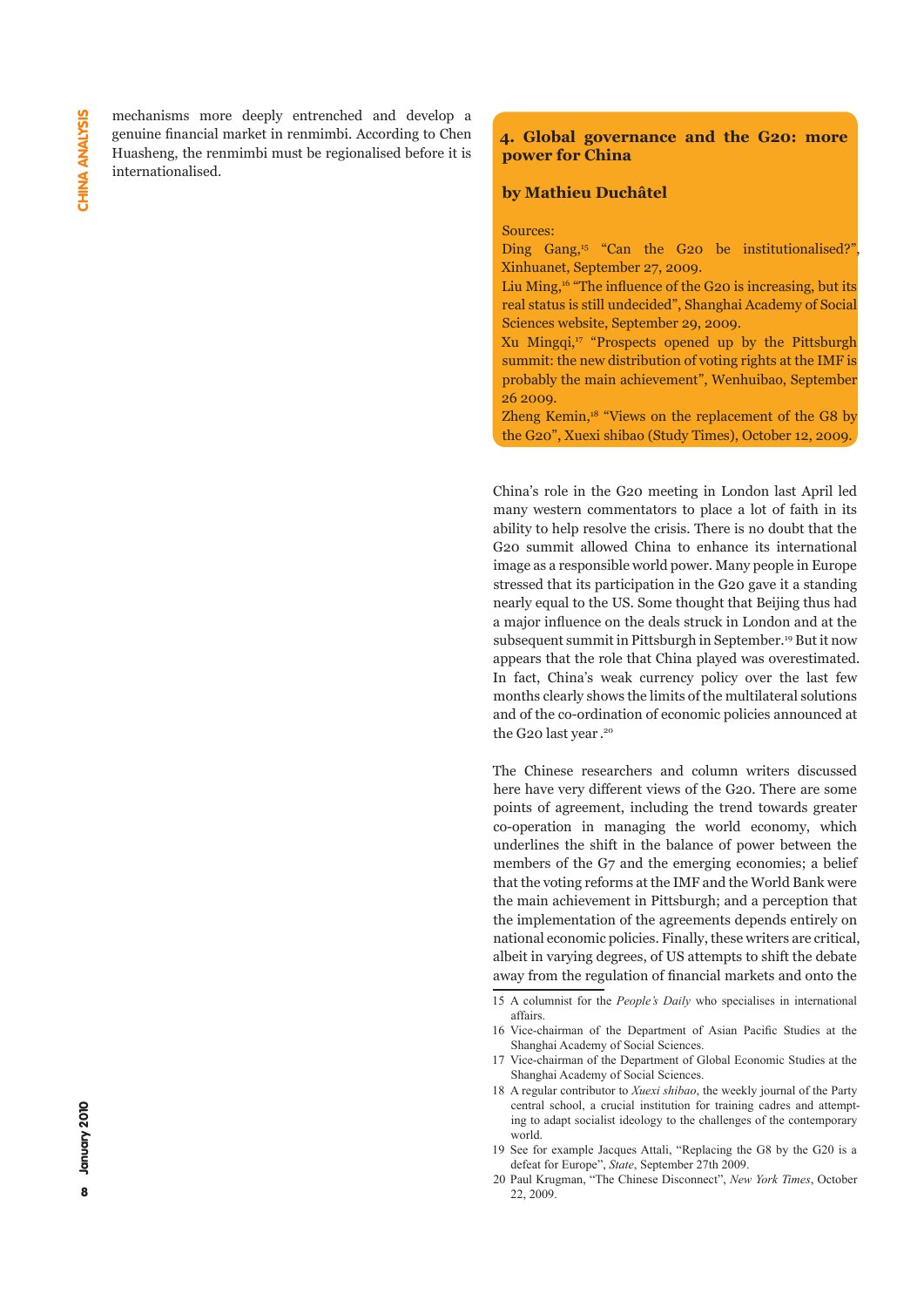mechanisms more deeply entrenched and develop a genuine financial market in renmimbi. According to Chen Huasheng, the renmimbi must be regionalised before it is internationalised.

## 4. Global governance and the G20: more power for China

**by Mathieu Duchâtel**

Sources:

Ding Gang,[15] "Can the G20 be institutionalised?", Xinhuanet, September 27, 2009.

Liu Ming,[16] "The influence of the G20 is increasing, but its real status is still undecided", Shanghai Academy of Social Sciences website, September 29, 2009.

Xu Mingqi,[17] "Prospects opened up by the Pittsburgh summit: the new distribution of voting rights at the IMF is probably the main achievement", Wenhuibao, September 26 2009.

Zheng Kemin,[18] "Views on the replacement of the G8 by the G20", Xuexi shibao (Study Times), October 12, 2009.

China's role in the G20 meeting in London last April led many western commentators to place a lot of faith in its ability to help resolve the crisis. There is no doubt that the G20 summit allowed China to enhance its international image as a responsible world power. Many people in Europe stressed that its participation in the G20 gave it a standing nearly equal to the US. Some thought that Beijing thus had a major influence on the deals struck in London and at the subsequent summit in Pittsburgh in September.[19] But it now appears that the role that China played was overestimated. In fact, China's weak currency policy over the last few months clearly shows the limits of the multilateral solutions and of the co-ordination of economic policies announced at the G20 last year .[20]

The Chinese researchers and column writers discussed here have very different views of the G20. There are some points of agreement, including the trend towards greater co-operation in managing the world economy, which underlines the shift in the balance of power between the members of the G7 and the emerging economies; a belief that the voting reforms at the IMF and the World Bank were the main achievement in Pittsburgh; and a perception that the implementation of the agreements depends entirely on national economic policies. Finally, these writers are critical, albeit in varying degrees, of US attempts to shift the debate away from the regulation of financial markets and onto the

---

15 A columnist for the *People's Daily* who specialises in international affairs.

16 Vice-chairman of the Department of Asian Pacific Studies at the Shanghai Academy of Social Sciences.

17 Vice-chairman of the Department of Global Economic Studies at the Shanghai Academy of Social Sciences.

18 A regular contributor to *Xuexi shibao*, the weekly journal of the Party central school, a crucial institution for training cadres and attempting to adapt socialist ideology to the challenges of the contemporary world.

19 See for example Jacques Attali, "Replacing the G8 by the G20 is a defeat for Europe", *State*, September 27th 2009.

20 Paul Krugman, "The Chinese Disconnect", *New York Times*, October 22, 2009.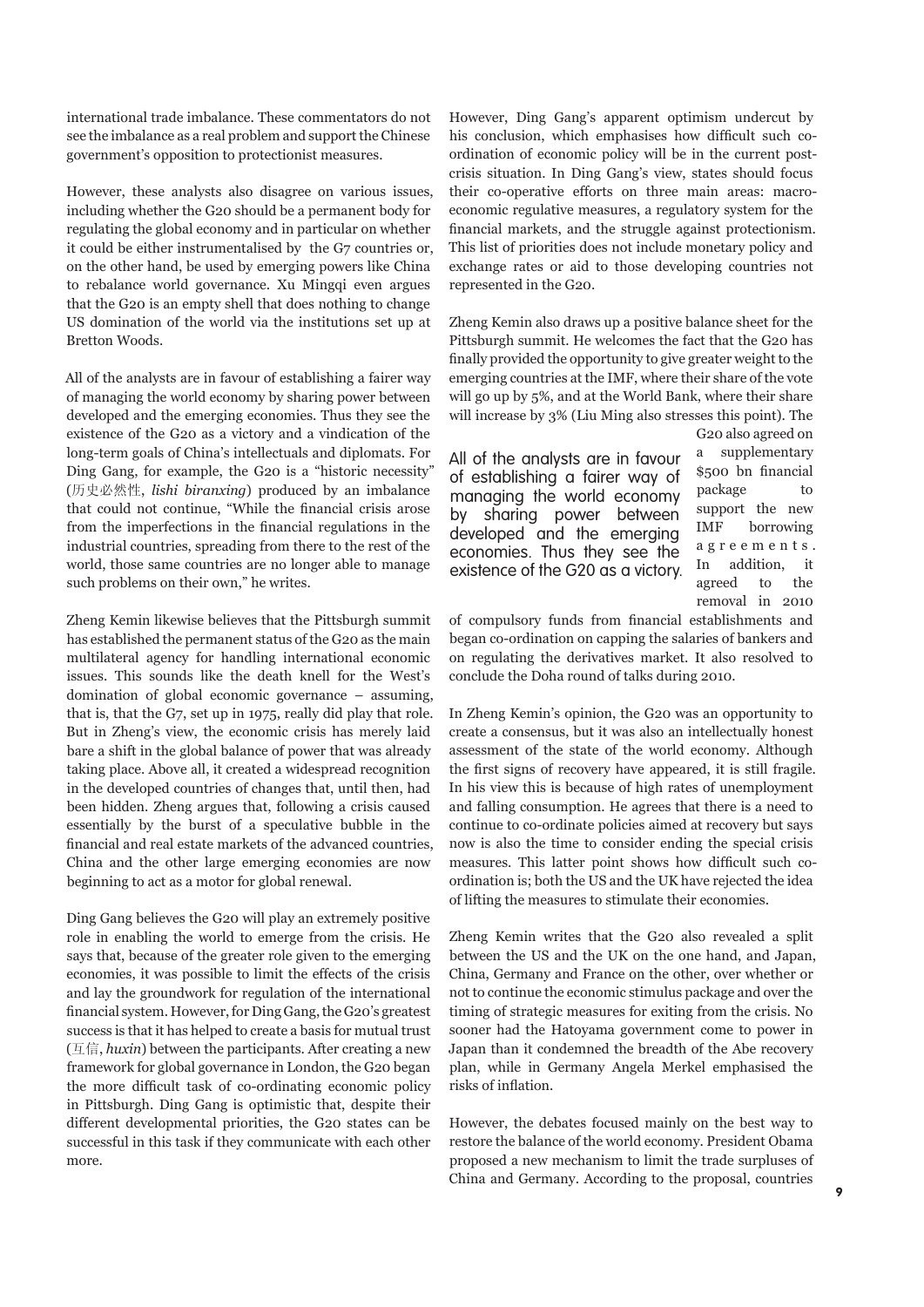international trade imbalance. These commentators do not see the imbalance as a real problem and support the Chinese government's opposition to protectionist measures.

However, these analysts also disagree on various issues, including whether the G20 should be a permanent body for regulating the global economy and in particular on whether it could be either instrumentalised by the G7 countries or, on the other hand, be used by emerging powers like China to rebalance world governance. Xu Mingqi even argues that the G20 is an empty shell that does nothing to change US domination of the world via the institutions set up at Bretton Woods.

All of the analysts are in favour of establishing a fairer way of managing the world economy by sharing power between developed and the emerging economies. Thus they see the existence of the G20 as a victory and a vindication of the long-term goals of China's intellectuals and diplomats. For Ding Gang, for example, the G20 is a "historic necessity" (历史必然性, *lishi biranxing*) produced by an imbalance that could not continue, "While the financial crisis arose from the imperfections in the financial regulations in the industrial countries, spreading from there to the rest of the world, those same countries are no longer able to manage such problems on their own," he writes.

Zheng Kemin likewise believes that the Pittsburgh summit has established the permanent status of the G20 as the main multilateral agency for handling international economic issues. This sounds like the death knell for the West's domination of global economic governance – assuming, that is, that the G7, set up in 1975, really did play that role. But in Zheng's view, the economic crisis has merely laid bare a shift in the global balance of power that was already taking place. Above all, it created a widespread recognition in the developed countries of changes that, until then, had been hidden. Zheng argues that, following a crisis caused essentially by the burst of a speculative bubble in the financial and real estate markets of the advanced countries, China and the other large emerging economies are now beginning to act as a motor for global renewal.

Ding Gang believes the G20 will play an extremely positive role in enabling the world to emerge from the crisis. He says that, because of the greater role given to the emerging economies, it was possible to limit the effects of the crisis and lay the groundwork for regulation of the international financial system. However, for Ding Gang, the G20's greatest success is that it has helped to create a basis for mutual trust (互信, *huxin*) between the participants. After creating a new framework for global governance in London, the G20 began the more difficult task of co-ordinating economic policy in Pittsburgh. Ding Gang is optimistic that, despite their different developmental priorities, the G20 states can be successful in this task if they communicate with each other more.

However, Ding Gang's apparent optimism undercut by his conclusion, which emphasises how difficult such co-ordination of economic policy will be in the current post-crisis situation. In Ding Gang's view, states should focus their co-operative efforts on three main areas: macro-economic regulative measures, a regulatory system for the financial markets, and the struggle against protectionism. This list of priorities does not include monetary policy and exchange rates or aid to those developing countries not represented in the G20.

Zheng Kemin also draws up a positive balance sheet for the Pittsburgh summit. He welcomes the fact that the G20 has finally provided the opportunity to give greater weight to the emerging countries at the IMF, where their share of the vote will go up by 5%, and at the World Bank, where their share will increase by 3% (Liu Ming also stresses this point). The G20 also agreed on a supplementary $500 bn financial package to support the new IMF borrowing agreements. In addition, it agreed to the removal in 2010 of compulsory funds from financial establishments and began co-ordination on capping the salaries of bankers and on regulating the derivatives market. It also resolved to conclude the Doha round of talks during 2010.

> All of the analysts are in favour of establishing a fairer way of managing the world economy by sharing power between developed and the emerging economies. Thus they see the existence of the G20 as a victory.

In Zheng Kemin's opinion, the G20 was an opportunity to create a consensus, but it was also an intellectually honest assessment of the state of the world economy. Although the first signs of recovery have appeared, it is still fragile. In his view this is because of high rates of unemployment and falling consumption. He agrees that there is a need to continue to co-ordinate policies aimed at recovery but says now is also the time to consider ending the special crisis measures. This latter point shows how difficult such co-ordination is; both the US and the UK have rejected the idea of lifting the measures to stimulate their economies.

Zheng Kemin writes that the G20 also revealed a split between the US and the UK on the one hand, and Japan, China, Germany and France on the other, over whether or not to continue the economic stimulus package and over the timing of strategic measures for exiting from the crisis. No sooner had the Hatoyama government come to power in Japan than it condemned the breadth of the Abe recovery plan, while in Germany Angela Merkel emphasised the risks of inflation.

However, the debates focused mainly on the best way to restore the balance of the world economy. President Obama proposed a new mechanism to limit the trade surpluses of China and Germany. According to the proposal, countries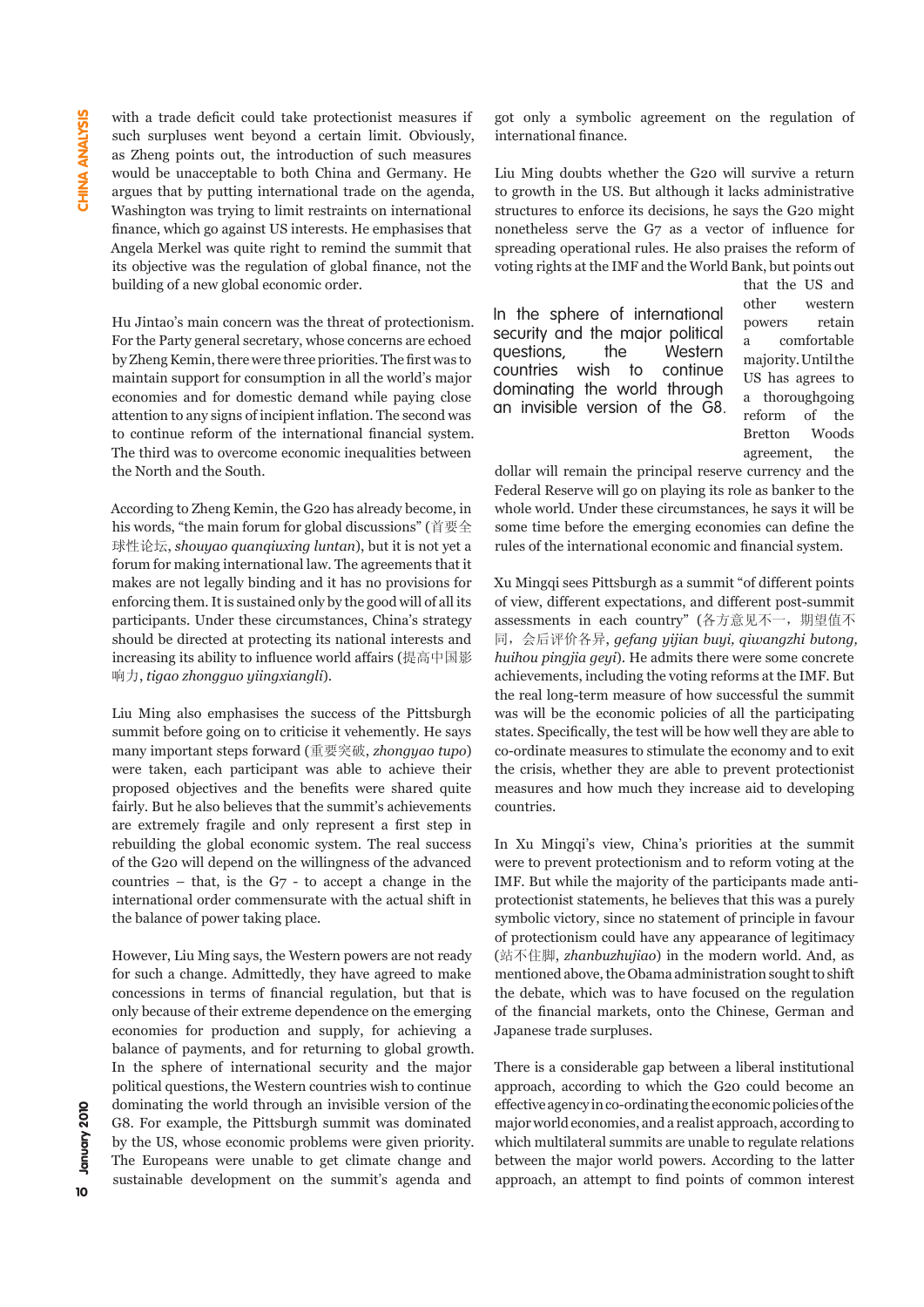with a trade deficit could take protectionist measures if such surpluses went beyond a certain limit. Obviously, as Zheng points out, the introduction of such measures would be unacceptable to both China and Germany. He argues that by putting international trade on the agenda, Washington was trying to limit restraints on international finance, which go against US interests. He emphasises that Angela Merkel was quite right to remind the summit that its objective was the regulation of global finance, not the building of a new global economic order.

Hu Jintao's main concern was the threat of protectionism. For the Party general secretary, whose concerns are echoed by Zheng Kemin, there were three priorities. The first was to maintain support for consumption in all the world's major economies and for domestic demand while paying close attention to any signs of incipient inflation. The second was to continue reform of the international financial system. The third was to overcome economic inequalities between the North and the South.

According to Zheng Kemin, the G20 has already become, in his words, "the main forum for global discussions" (首要全球性论坛, *shouyao quanqiuxing luntan*), but it is not yet a forum for making international law. The agreements that it makes are not legally binding and it has no provisions for enforcing them. It is sustained only by the good will of all its participants. Under these circumstances, China's strategy should be directed at protecting its national interests and increasing its ability to influence world affairs (提高中国影响力, *tigao zhongguo yiingxiangli*).

Liu Ming also emphasises the success of the Pittsburgh summit before going on to criticise it vehemently. He says many important steps forward (重要突破, *zhongyao tupo*) were taken, each participant was able to achieve their proposed objectives and the benefits were shared quite fairly. But he also believes that the summit's achievements are extremely fragile and only represent a first step in rebuilding the global economic system. The real success of the G20 will depend on the willingness of the advanced countries – that, is the G7 - to accept a change in the international order commensurate with the actual shift in the balance of power taking place.

However, Liu Ming says, the Western powers are not ready for such a change. Admittedly, they have agreed to make concessions in terms of financial regulation, but that is only because of their extreme dependence on the emerging economies for production and supply, for achieving a balance of payments, and for returning to global growth. In the sphere of international security and the major political questions, the Western countries wish to continue dominating the world through an invisible version of the G8. For example, the Pittsburgh summit was dominated by the US, whose economic problems were given priority. The Europeans were unable to get climate change and sustainable development on the summit's agenda and got only a symbolic agreement on the regulation of international finance.

Liu Ming doubts whether the G20 will survive a return to growth in the US. But although it lacks administrative structures to enforce its decisions, he says the G20 might nonetheless serve the G7 as a vector of influence for spreading operational rules. He also praises the reform of voting rights at the IMF and the World Bank, but points out that the US and other western powers retain a comfortable majority. Until the US has agrees to a thoroughgoing reform of the Bretton Woods agreement, the dollar will remain the principal reserve currency and the Federal Reserve will go on playing its role as banker to the whole world. Under these circumstances, he says it will be some time before the emerging economies can define the rules of the international economic and financial system.

> In the sphere of international security and the major political questions, the Western countries wish to continue dominating the world through an invisible version of the G8.

Xu Mingqi sees Pittsburgh as a summit "of different points of view, different expectations, and different post-summit assessments in each country" (各方意见不一，期望值不同，会后评价各异, *gefang yijian buyi, qiwangzhi butong, huihou pingjia geyi*). He admits there were some concrete achievements, including the voting reforms at the IMF. But the real long-term measure of how successful the summit was will be the economic policies of all the participating states. Specifically, the test will be how well they are able to co-ordinate measures to stimulate the economy and to exit the crisis, whether they are able to prevent protectionist measures and how much they increase aid to developing countries.

In Xu Mingqi's view, China's priorities at the summit were to prevent protectionism and to reform voting at the IMF. But while the majority of the participants made anti-protectionist statements, he believes that this was a purely symbolic victory, since no statement of principle in favour of protectionism could have any appearance of legitimacy (站不住脚, *zhanbuzhujiao*) in the modern world. And, as mentioned above, the Obama administration sought to shift the debate, which was to have focused on the regulation of the financial markets, onto the Chinese, German and Japanese trade surpluses.

There is a considerable gap between a liberal institutional approach, according to which the G20 could become an effective agency in co-ordinating the economic policies of the major world economies, and a realist approach, according to which multilateral summits are unable to regulate relations between the major world powers. According to the latter approach, an attempt to find points of common interest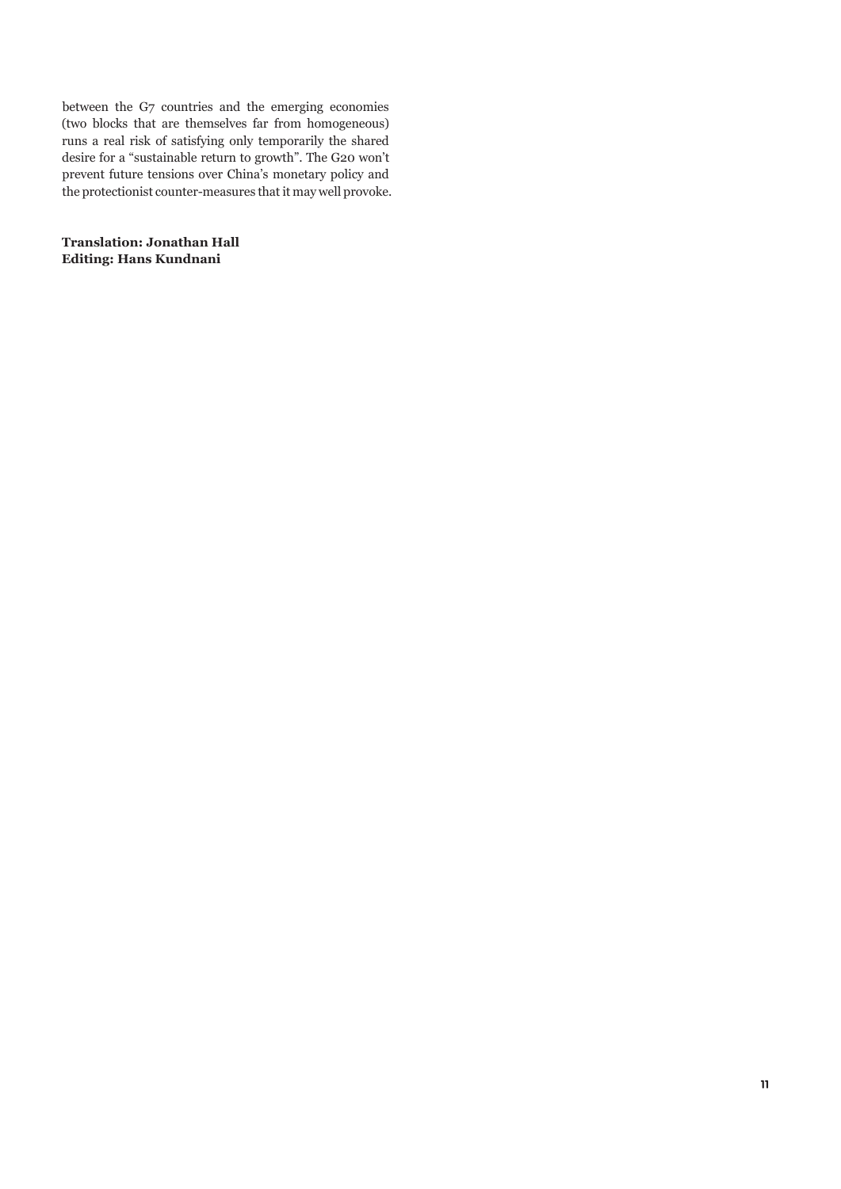between the G7 countries and the emerging economies (two blocks that are themselves far from homogeneous) runs a real risk of satisfying only temporarily the shared desire for a "sustainable return to growth". The G20 won't prevent future tensions over China's monetary policy and the protectionist counter-measures that it may well provoke.

**Translation: Jonathan Hall**
**Editing: Hans Kundnani**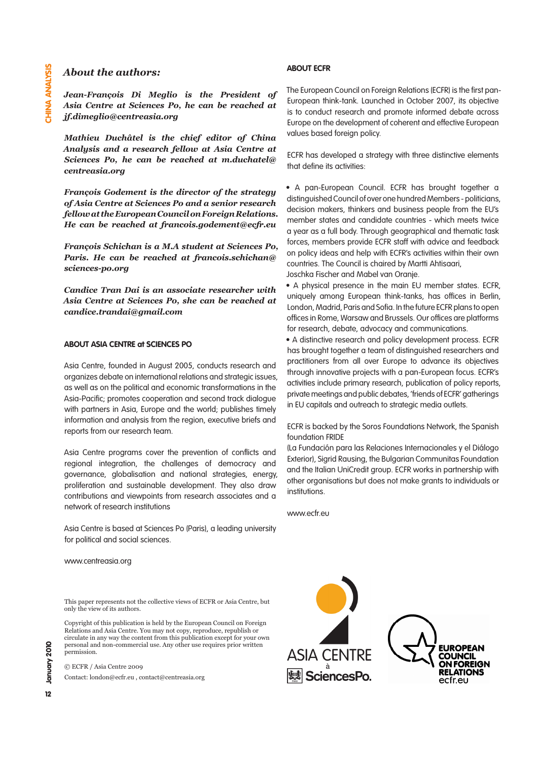## *About the authors:*

***Jean-François Di Meglio is the President of Asia Centre at Sciences Po, he can be reached at jf.dimeglio@centreasia.org***

***Mathieu Duchâtel is the chief editor of China Analysis and a research fellow at Asia Centre at Sciences Po, he can be reached at m.duchatel@centreasia.org***

***François Godement is the director of the strategy of Asia Centre at Sciences Po and a senior research fellow at the European Council on Foreign Relations. He can be reached at francois.godement@ecfr.eu***

***François Schichan is a M.A student at Sciences Po, Paris. He can be reached at francois.schichan@sciences-po.org***

***Candice Tran Dai is an associate researcher with Asia Centre at Sciences Po, she can be reached at candice.trandai@gmail.com***

### ABOUT ASIA CENTRE at SCIENCES PO

Asia Centre, founded in August 2005, conducts research and organizes debate on international relations and strategic issues, as well as on the political and economic transformations in the Asia-Pacific; promotes cooperation and second track dialogue with partners in Asia, Europe and the world; publishes timely information and analysis from the region, executive briefs and reports from our research team.

Asia Centre programs cover the prevention of conflicts and regional integration, the challenges of democracy and governance, globalisation and national strategies, energy, proliferation and sustainable development. They also draw contributions and viewpoints from research associates and a network of research institutions

Asia Centre is based at Sciences Po (Paris), a leading university for political and social sciences.

www.centreasia.org

This paper represents not the collective views of ECFR or Asia Centre, but only the view of its authors.

Copyright of this publication is held by the European Council on Foreign Relations and Asia Centre. You may not copy, reproduce, republish or circulate in any way the content from this publication except for your own personal and non-commercial use. Any other use requires prior written permission.

© ECFR / Asia Centre 2009

Contact: london@ecfr.eu , contact@centreasia.org

### ABOUT ECFR

The European Council on Foreign Relations (ECFR) is the first pan-European think-tank. Launched in October 2007, its objective is to conduct research and promote informed debate across Europe on the development of coherent and effective European values based foreign policy.

ECFR has developed a strategy with three distinctive elements that define its activities:

- A pan-European Council. ECFR has brought together a distinguished Council of over one hundred Members - politicians, decision makers, thinkers and business people from the EU's member states and candidate countries - which meets twice a year as a full body. Through geographical and thematic task forces, members provide ECFR staff with advice and feedback on policy ideas and help with ECFR's activities within their own countries. The Council is chaired by Martti Ahtisaari, Joschka Fischer and Mabel van Oranje.
- A physical presence in the main EU member states. ECFR, uniquely among European think-tanks, has offices in Berlin, London, Madrid, Paris and Sofia. In the future ECFR plans to open offices in Rome, Warsaw and Brussels. Our offices are platforms for research, debate, advocacy and communications.
- A distinctive research and policy development process. ECFR has brought together a team of distinguished researchers and practitioners from all over Europe to advance its objectives through innovative projects with a pan-European focus. ECFR's activities include primary research, publication of policy reports, private meetings and public debates, 'friends of ECFR' gatherings in EU capitals and outreach to strategic media outlets.

ECFR is backed by the Soros Foundations Network, the Spanish foundation FRIDE
(La Fundación para las Relaciones Internacionales y el Diálogo Exterior), Sigrid Rausing, the Bulgarian Communitas Foundation and the Italian UniCredit group. ECFR works in partnership with other organisations but does not make grants to individuals or institutions.

www.ecfr.eu

ASIA CENTRE à SciencesPo.

EUROPEAN COUNCIL ON FOREIGN RELATIONS ecfr.eu